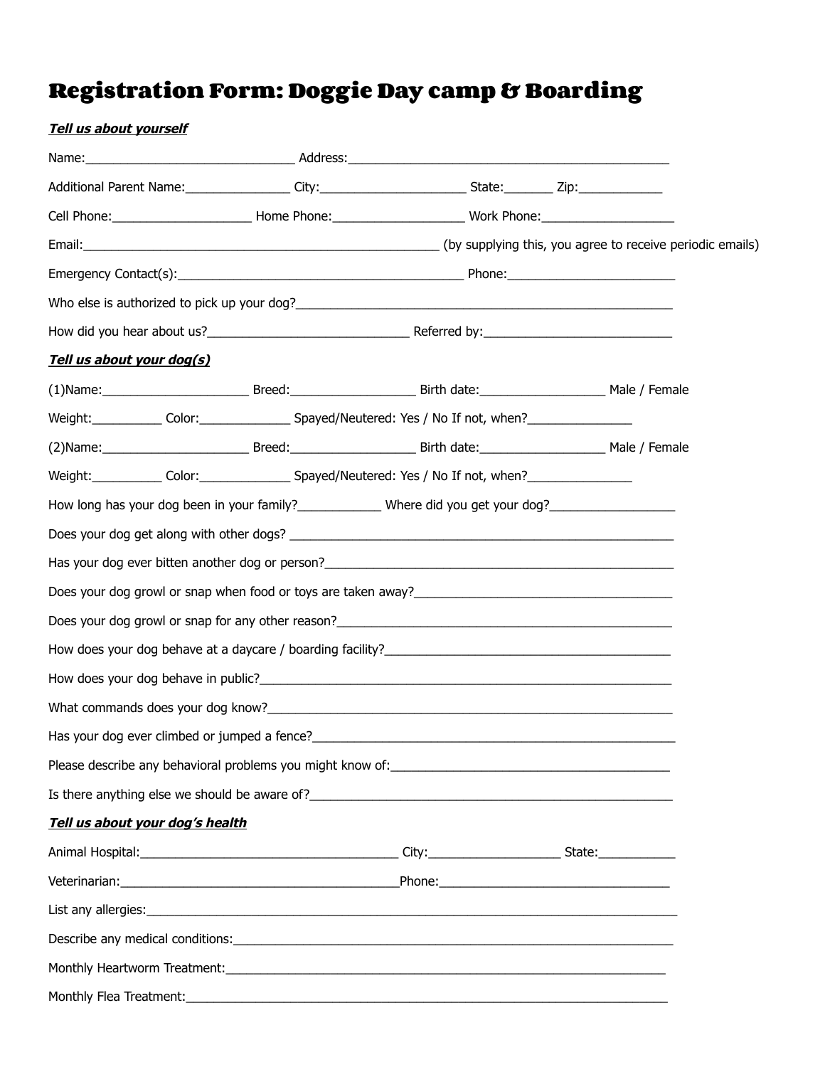# Registration Form: Doggie Day camp & Boarding

***Tell us about yourself***

Name:______________________________ Address:_______________________________________________

Additional Parent Name:_______________ City:_____________________ State:_______ Zip:____________

Cell Phone:____________________ Home Phone:___________________ Work Phone:___________________

Email:_____________________________________________________ (by supplying this, you agree to receive periodic emails)

Emergency Contact(s):_________________________________________ Phone:________________________

Who else is authorized to pick up your dog?_________________________________________________________

How did you hear about us?_____________________________ Referred by:___________________________

***Tell us about your dog(s)***

(1)Name:_____________________ Breed:__________________ Birth date:__________________ Male / Female

Weight:__________ Color:_____________ Spayed/Neutered: Yes / No If not, when?_______________

(2)Name:_____________________ Breed:__________________ Birth date:__________________ Male / Female

Weight:__________ Color:_____________ Spayed/Neutered: Yes / No If not, when?_______________

How long has your dog been in your family?____________ Where did you get your dog?__________________

Does your dog get along with other dogs? ___________________________________________________________

Has your dog ever bitten another dog or person?______________________________________________________

Does your dog growl or snap when food or toys are taken away?________________________________________

Does your dog growl or snap for any other reason?____________________________________________________

How does your dog behave at a daycare / boarding facility?_____________________________________________

How does your dog behave in public?________________________________________________________________

What commands does your dog know?________________________________________________________________

Has your dog ever climbed or jumped a fence?________________________________________________________

Please describe any behavioral problems you might know of:____________________________________________

Is there anything else we should be aware of?_________________________________________________________

***Tell us about your dog's health***

Animal Hospital:_____________________________________ City:___________________ State:___________

Veterinarian:_________________________________________Phone:__________________________________

List any allergies:_________________________________________________________________________________

Describe any medical conditions:___________________________________________________________________

Monthly Heartworm Treatment:____________________________________________________________________

Monthly Flea Treatment:_________________________________________________________________________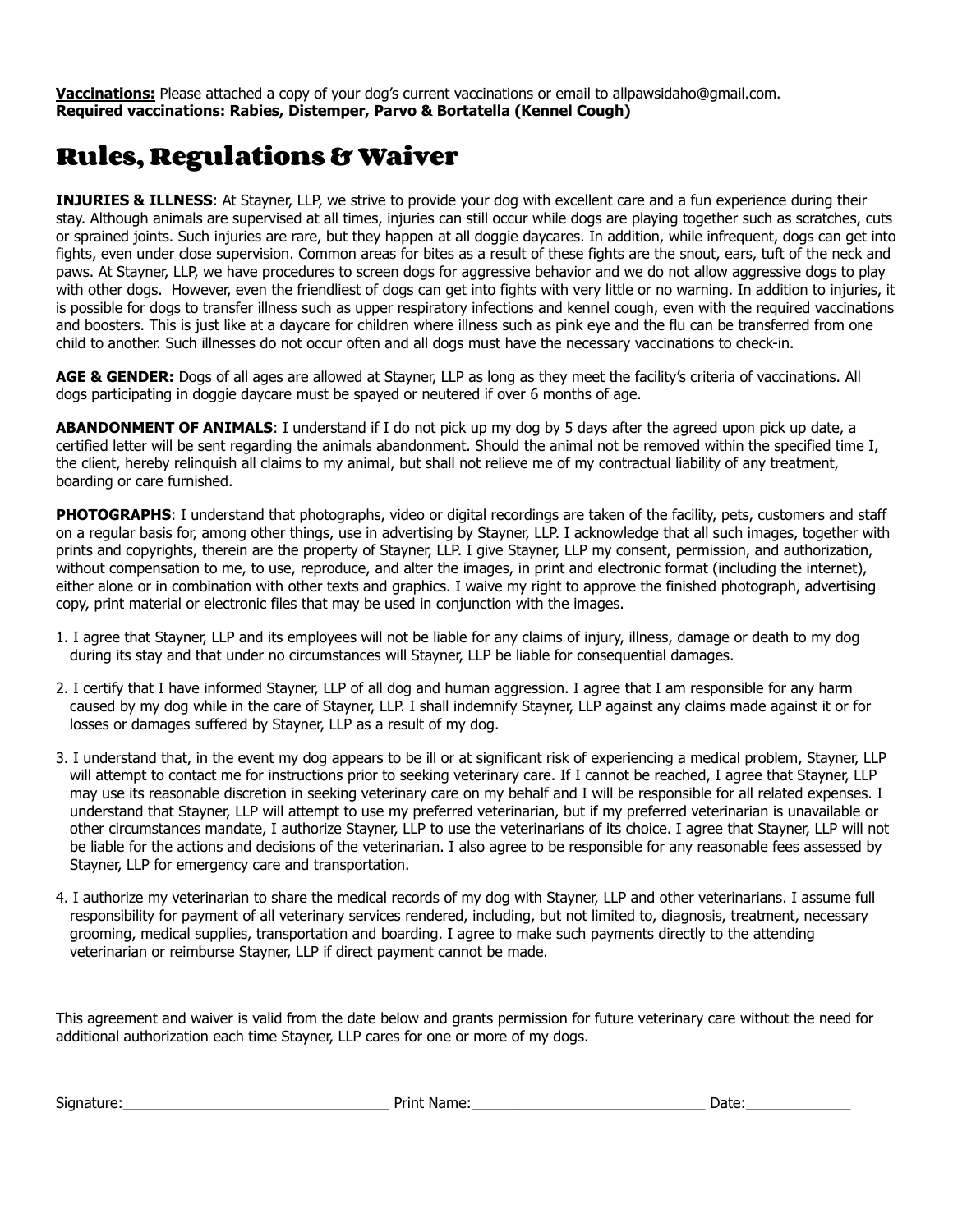**Vaccinations:** Please attached a copy of your dog's current vaccinations or email to allpawsidaho@gmail.com.
**Required vaccinations: Rabies, Distemper, Parvo & Bortatella (Kennel Cough)**

# Rules, Regulations & Waiver

**INJURIES & ILLNESS**: At Stayner, LLP, we strive to provide your dog with excellent care and a fun experience during their stay. Although animals are supervised at all times, injuries can still occur while dogs are playing together such as scratches, cuts or sprained joints. Such injuries are rare, but they happen at all doggie daycares. In addition, while infrequent, dogs can get into fights, even under close supervision. Common areas for bites as a result of these fights are the snout, ears, tuft of the neck and paws. At Stayner, LLP, we have procedures to screen dogs for aggressive behavior and we do not allow aggressive dogs to play with other dogs. However, even the friendliest of dogs can get into fights with very little or no warning. In addition to injuries, it is possible for dogs to transfer illness such as upper respiratory infections and kennel cough, even with the required vaccinations and boosters. This is just like at a daycare for children where illness such as pink eye and the flu can be transferred from one child to another. Such illnesses do not occur often and all dogs must have the necessary vaccinations to check-in.

**AGE & GENDER:** Dogs of all ages are allowed at Stayner, LLP as long as they meet the facility's criteria of vaccinations. All dogs participating in doggie daycare must be spayed or neutered if over 6 months of age.

**ABANDONMENT OF ANIMALS**: I understand if I do not pick up my dog by 5 days after the agreed upon pick up date, a certified letter will be sent regarding the animals abandonment. Should the animal not be removed within the specified time I, the client, hereby relinquish all claims to my animal, but shall not relieve me of my contractual liability of any treatment, boarding or care furnished.

**PHOTOGRAPHS**: I understand that photographs, video or digital recordings are taken of the facility, pets, customers and staff on a regular basis for, among other things, use in advertising by Stayner, LLP. I acknowledge that all such images, together with prints and copyrights, therein are the property of Stayner, LLP. I give Stayner, LLP my consent, permission, and authorization, without compensation to me, to use, reproduce, and alter the images, in print and electronic format (including the internet), either alone or in combination with other texts and graphics. I waive my right to approve the finished photograph, advertising copy, print material or electronic files that may be used in conjunction with the images.

1. I agree that Stayner, LLP and its employees will not be liable for any claims of injury, illness, damage or death to my dog during its stay and that under no circumstances will Stayner, LLP be liable for consequential damages.

2. I certify that I have informed Stayner, LLP of all dog and human aggression. I agree that I am responsible for any harm caused by my dog while in the care of Stayner, LLP. I shall indemnify Stayner, LLP against any claims made against it or for losses or damages suffered by Stayner, LLP as a result of my dog.

3. I understand that, in the event my dog appears to be ill or at significant risk of experiencing a medical problem, Stayner, LLP will attempt to contact me for instructions prior to seeking veterinary care. If I cannot be reached, I agree that Stayner, LLP may use its reasonable discretion in seeking veterinary care on my behalf and I will be responsible for all related expenses. I understand that Stayner, LLP will attempt to use my preferred veterinarian, but if my preferred veterinarian is unavailable or other circumstances mandate, I authorize Stayner, LLP to use the veterinarians of its choice. I agree that Stayner, LLP will not be liable for the actions and decisions of the veterinarian. I also agree to be responsible for any reasonable fees assessed by Stayner, LLP for emergency care and transportation.

4. I authorize my veterinarian to share the medical records of my dog with Stayner, LLP and other veterinarians. I assume full responsibility for payment of all veterinary services rendered, including, but not limited to, diagnosis, treatment, necessary grooming, medical supplies, transportation and boarding. I agree to make such payments directly to the attending veterinarian or reimburse Stayner, LLP if direct payment cannot be made.

This agreement and waiver is valid from the date below and grants permission for future veterinary care without the need for additional authorization each time Stayner, LLP cares for one or more of my dogs.

Signature:________________________________ Print Name:_____________________________ Date:_____________